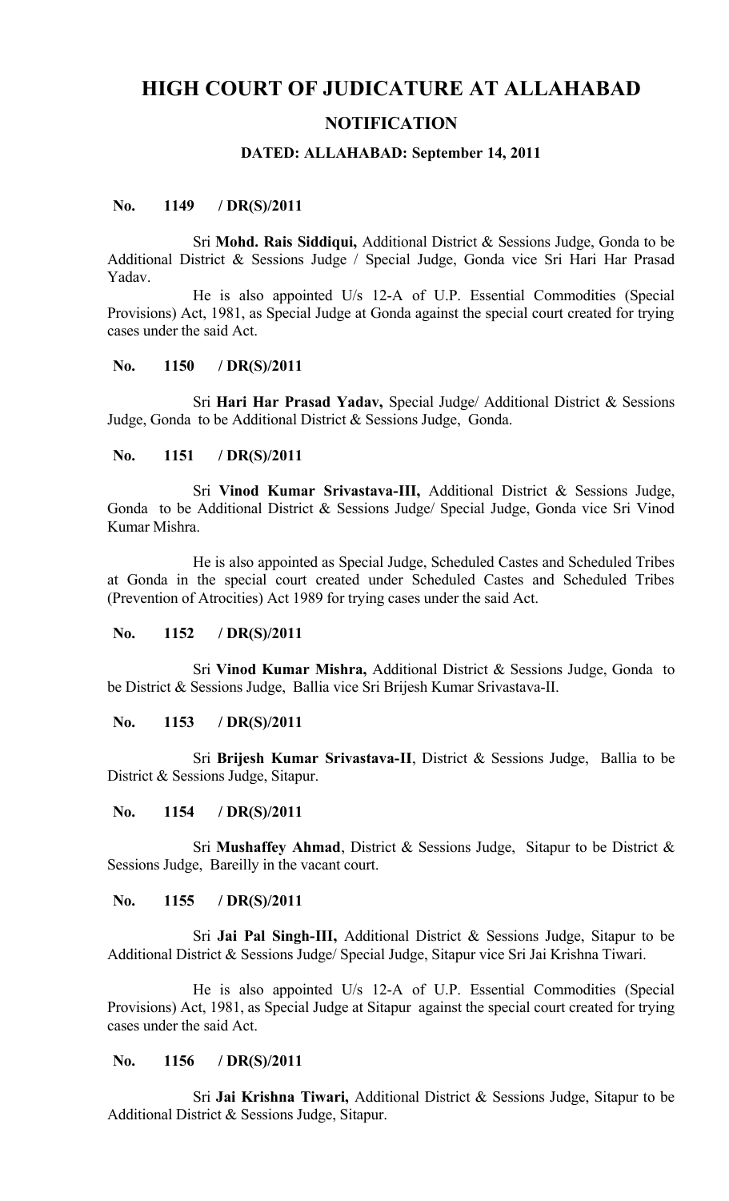# HIGH COURT OF JUDICATURE AT ALLAHABAD

## NOTIFICATION

### DATED: ALLAHABAD: September 14, 2011

**No. 1149 / DR(S)/2011**

Sri **Mohd. Rais Siddiqui,** Additional District & Sessions Judge, Gonda to be Additional District & Sessions Judge / Special Judge, Gonda vice Sri Hari Har Prasad Yadav.

He is also appointed U/s 12-A of U.P. Essential Commodities (Special Provisions) Act, 1981, as Special Judge at Gonda against the special court created for trying cases under the said Act.

**No. 1150 / DR(S)/2011**

Sri **Hari Har Prasad Yadav,** Special Judge/ Additional District & Sessions Judge, Gonda to be Additional District & Sessions Judge, Gonda.

**No. 1151 / DR(S)/2011**

Sri **Vinod Kumar Srivastava-III,** Additional District & Sessions Judge, Gonda to be Additional District & Sessions Judge/ Special Judge, Gonda vice Sri Vinod Kumar Mishra.

He is also appointed as Special Judge, Scheduled Castes and Scheduled Tribes at Gonda in the special court created under Scheduled Castes and Scheduled Tribes (Prevention of Atrocities) Act 1989 for trying cases under the said Act.

**No. 1152 / DR(S)/2011**

Sri **Vinod Kumar Mishra,** Additional District & Sessions Judge, Gonda to be District & Sessions Judge, Ballia vice Sri Brijesh Kumar Srivastava-II.

**No. 1153 / DR(S)/2011**

Sri **Brijesh Kumar Srivastava-II**, District & Sessions Judge, Ballia to be District & Sessions Judge, Sitapur.

**No. 1154 / DR(S)/2011**

Sri **Mushaffey Ahmad**, District & Sessions Judge, Sitapur to be District & Sessions Judge, Bareilly in the vacant court.

**No. 1155 / DR(S)/2011**

Sri **Jai Pal Singh-III,** Additional District & Sessions Judge, Sitapur to be Additional District & Sessions Judge/ Special Judge, Sitapur vice Sri Jai Krishna Tiwari.

He is also appointed U/s 12-A of U.P. Essential Commodities (Special Provisions) Act, 1981, as Special Judge at Sitapur against the special court created for trying cases under the said Act.

**No. 1156 / DR(S)/2011**

Sri **Jai Krishna Tiwari,** Additional District & Sessions Judge, Sitapur to be Additional District & Sessions Judge, Sitapur.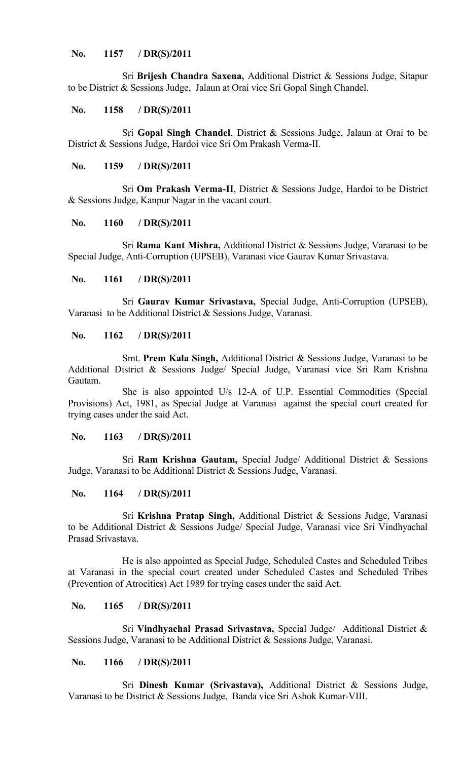**No. 1157 / DR(S)/2011**

Sri **Brijesh Chandra Saxena,** Additional District & Sessions Judge, Sitapur to be District & Sessions Judge, Jalaun at Orai vice Sri Gopal Singh Chandel.

**No. 1158 / DR(S)/2011**

Sri **Gopal Singh Chandel**, District & Sessions Judge, Jalaun at Orai to be District & Sessions Judge, Hardoi vice Sri Om Prakash Verma-II.

**No. 1159 / DR(S)/2011**

Sri **Om Prakash Verma-II**, District & Sessions Judge, Hardoi to be District & Sessions Judge, Kanpur Nagar in the vacant court.

**No. 1160 / DR(S)/2011**

Sri **Rama Kant Mishra,** Additional District & Sessions Judge, Varanasi to be Special Judge, Anti-Corruption (UPSEB), Varanasi vice Gaurav Kumar Srivastava.

**No. 1161 / DR(S)/2011**

Sri **Gaurav Kumar Srivastava,** Special Judge, Anti-Corruption (UPSEB), Varanasi to be Additional District & Sessions Judge, Varanasi.

**No. 1162 / DR(S)/2011**

Smt. **Prem Kala Singh,** Additional District & Sessions Judge, Varanasi to be Additional District & Sessions Judge/ Special Judge, Varanasi vice Sri Ram Krishna Gautam.

She is also appointed U/s 12-A of U.P. Essential Commodities (Special Provisions) Act, 1981, as Special Judge at Varanasi against the special court created for trying cases under the said Act.

**No. 1163 / DR(S)/2011**

Sri **Ram Krishna Gautam,** Special Judge/ Additional District & Sessions Judge, Varanasi to be Additional District & Sessions Judge, Varanasi.

**No. 1164 / DR(S)/2011**

Sri **Krishna Pratap Singh,** Additional District & Sessions Judge, Varanasi to be Additional District & Sessions Judge/ Special Judge, Varanasi vice Sri Vindhyachal Prasad Srivastava.

He is also appointed as Special Judge, Scheduled Castes and Scheduled Tribes at Varanasi in the special court created under Scheduled Castes and Scheduled Tribes (Prevention of Atrocities) Act 1989 for trying cases under the said Act.

**No. 1165 / DR(S)/2011**

Sri **Vindhyachal Prasad Srivastava,** Special Judge/ Additional District & Sessions Judge, Varanasi to be Additional District & Sessions Judge, Varanasi.

**No. 1166 / DR(S)/2011**

Sri **Dinesh Kumar (Srivastava),** Additional District & Sessions Judge, Varanasi to be District & Sessions Judge, Banda vice Sri Ashok Kumar-VIII.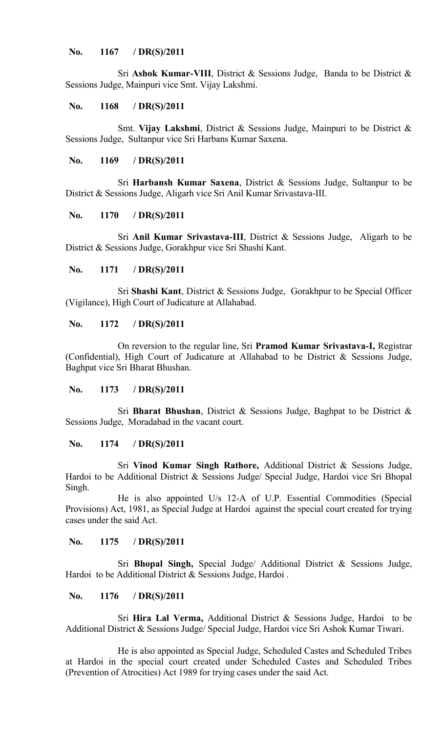**No. 1167 / DR(S)/2011**

Sri **Ashok Kumar-VIII**, District & Sessions Judge, Banda to be District & Sessions Judge, Mainpuri vice Smt. Vijay Lakshmi.

**No. 1168 / DR(S)/2011**

Smt. **Vijay Lakshmi**, District & Sessions Judge, Mainpuri to be District & Sessions Judge, Sultanpur vice Sri Harbans Kumar Saxena.

**No. 1169 / DR(S)/2011**

Sri **Harbansh Kumar Saxena**, District & Sessions Judge, Sultanpur to be District & Sessions Judge, Aligarh vice Sri Anil Kumar Srivastava-III.

**No. 1170 / DR(S)/2011**

Sri **Anil Kumar Srivastava-III**, District & Sessions Judge, Aligarh to be District & Sessions Judge, Gorakhpur vice Sri Shashi Kant.

**No. 1171 / DR(S)/2011**

Sri **Shashi Kant**, District & Sessions Judge, Gorakhpur to be Special Officer (Vigilance), High Court of Judicature at Allahabad.

**No. 1172 / DR(S)/2011**

On reversion to the regular line, Sri **Pramod Kumar Srivastava-I,** Registrar (Confidential), High Court of Judicature at Allahabad to be District & Sessions Judge, Baghpat vice Sri Bharat Bhushan.

**No. 1173 / DR(S)/2011**

Sri **Bharat Bhushan**, District & Sessions Judge, Baghpat to be District & Sessions Judge, Moradabad in the vacant court.

**No. 1174 / DR(S)/2011**

Sri **Vinod Kumar Singh Rathore,** Additional District & Sessions Judge, Hardoi to be Additional District & Sessions Judge/ Special Judge, Hardoi vice Sri Bhopal Singh.

He is also appointed U/s 12-A of U.P. Essential Commodities (Special Provisions) Act, 1981, as Special Judge at Hardoi against the special court created for trying cases under the said Act.

**No. 1175 / DR(S)/2011**

Sri **Bhopal Singh,** Special Judge/ Additional District & Sessions Judge, Hardoi to be Additional District & Sessions Judge, Hardoi .

**No. 1176 / DR(S)/2011**

Sri **Hira Lal Verma,** Additional District & Sessions Judge, Hardoi to be Additional District & Sessions Judge/ Special Judge, Hardoi vice Sri Ashok Kumar Tiwari.

He is also appointed as Special Judge, Scheduled Castes and Scheduled Tribes at Hardoi in the special court created under Scheduled Castes and Scheduled Tribes (Prevention of Atrocities) Act 1989 for trying cases under the said Act.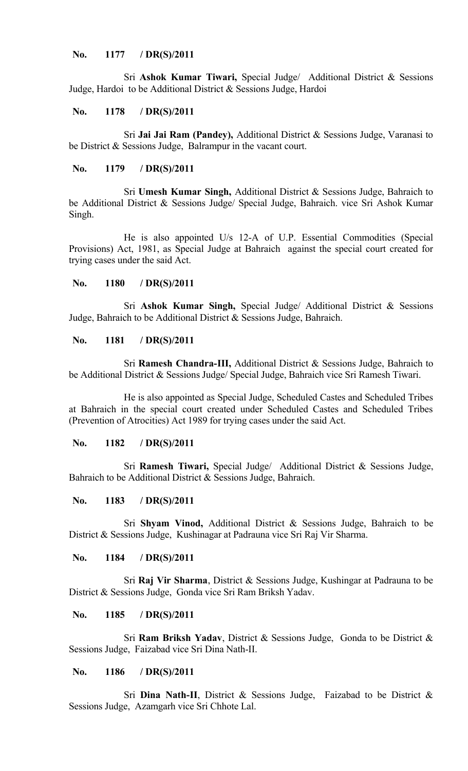**No. 1177 / DR(S)/2011**

Sri **Ashok Kumar Tiwari,** Special Judge/ Additional District & Sessions Judge, Hardoi to be Additional District & Sessions Judge, Hardoi

**No. 1178 / DR(S)/2011**

Sri **Jai Jai Ram (Pandey),** Additional District & Sessions Judge, Varanasi to be District & Sessions Judge, Balrampur in the vacant court.

**No. 1179 / DR(S)/2011**

Sri **Umesh Kumar Singh,** Additional District & Sessions Judge, Bahraich to be Additional District & Sessions Judge/ Special Judge, Bahraich. vice Sri Ashok Kumar Singh.

He is also appointed U/s 12-A of U.P. Essential Commodities (Special Provisions) Act, 1981, as Special Judge at Bahraich against the special court created for trying cases under the said Act.

**No. 1180 / DR(S)/2011**

Sri **Ashok Kumar Singh,** Special Judge/ Additional District & Sessions Judge, Bahraich to be Additional District & Sessions Judge, Bahraich.

**No. 1181 / DR(S)/2011**

Sri **Ramesh Chandra-III,** Additional District & Sessions Judge, Bahraich to be Additional District & Sessions Judge/ Special Judge, Bahraich vice Sri Ramesh Tiwari.

He is also appointed as Special Judge, Scheduled Castes and Scheduled Tribes at Bahraich in the special court created under Scheduled Castes and Scheduled Tribes (Prevention of Atrocities) Act 1989 for trying cases under the said Act.

**No. 1182 / DR(S)/2011**

Sri **Ramesh Tiwari,** Special Judge/ Additional District & Sessions Judge, Bahraich to be Additional District & Sessions Judge, Bahraich.

**No. 1183 / DR(S)/2011**

Sri **Shyam Vinod,** Additional District & Sessions Judge, Bahraich to be District & Sessions Judge, Kushinagar at Padrauna vice Sri Raj Vir Sharma.

**No. 1184 / DR(S)/2011**

Sri **Raj Vir Sharma**, District & Sessions Judge, Kushingar at Padrauna to be District & Sessions Judge, Gonda vice Sri Ram Briksh Yadav.

**No. 1185 / DR(S)/2011**

Sri **Ram Briksh Yadav**, District & Sessions Judge, Gonda to be District & Sessions Judge, Faizabad vice Sri Dina Nath-II.

**No. 1186 / DR(S)/2011**

Sri **Dina Nath-II**, District & Sessions Judge, Faizabad to be District & Sessions Judge, Azamgarh vice Sri Chhote Lal.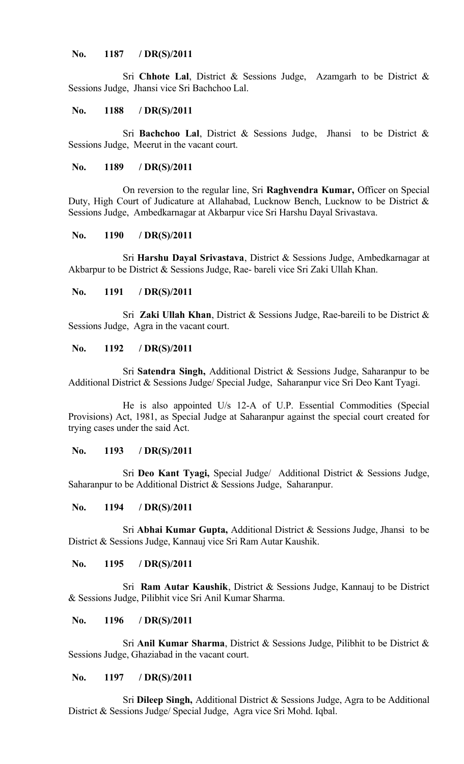**No. 1187 / DR(S)/2011**

Sri **Chhote Lal**, District & Sessions Judge, Azamgarh to be District & Sessions Judge, Jhansi vice Sri Bachchoo Lal.

**No. 1188 / DR(S)/2011**

Sri **Bachchoo Lal**, District & Sessions Judge, Jhansi to be District & Sessions Judge, Meerut in the vacant court.

**No. 1189 / DR(S)/2011**

On reversion to the regular line, Sri **Raghvendra Kumar,** Officer on Special Duty, High Court of Judicature at Allahabad, Lucknow Bench, Lucknow to be District & Sessions Judge, Ambedkarnagar at Akbarpur vice Sri Harshu Dayal Srivastava.

**No. 1190 / DR(S)/2011**

Sri **Harshu Dayal Srivastava**, District & Sessions Judge, Ambedkarnagar at Akbarpur to be District & Sessions Judge, Rae- bareli vice Sri Zaki Ullah Khan.

**No. 1191 / DR(S)/2011**

Sri **Zaki Ullah Khan**, District & Sessions Judge, Rae-bareili to be District & Sessions Judge, Agra in the vacant court.

**No. 1192 / DR(S)/2011**

Sri **Satendra Singh,** Additional District & Sessions Judge, Saharanpur to be Additional District & Sessions Judge/ Special Judge, Saharanpur vice Sri Deo Kant Tyagi.

He is also appointed U/s 12-A of U.P. Essential Commodities (Special Provisions) Act, 1981, as Special Judge at Saharanpur against the special court created for trying cases under the said Act.

**No. 1193 / DR(S)/2011**

Sri **Deo Kant Tyagi,** Special Judge/ Additional District & Sessions Judge, Saharanpur to be Additional District & Sessions Judge, Saharanpur.

**No. 1194 / DR(S)/2011**

Sri **Abhai Kumar Gupta,** Additional District & Sessions Judge, Jhansi to be District & Sessions Judge, Kannauj vice Sri Ram Autar Kaushik.

**No. 1195 / DR(S)/2011**

Sri **Ram Autar Kaushik**, District & Sessions Judge, Kannauj to be District & Sessions Judge, Pilibhit vice Sri Anil Kumar Sharma.

**No. 1196 / DR(S)/2011**

Sri **Anil Kumar Sharma**, District & Sessions Judge, Pilibhit to be District & Sessions Judge, Ghaziabad in the vacant court.

**No. 1197 / DR(S)/2011**

Sri **Dileep Singh,** Additional District & Sessions Judge, Agra to be Additional District & Sessions Judge/ Special Judge, Agra vice Sri Mohd. Iqbal.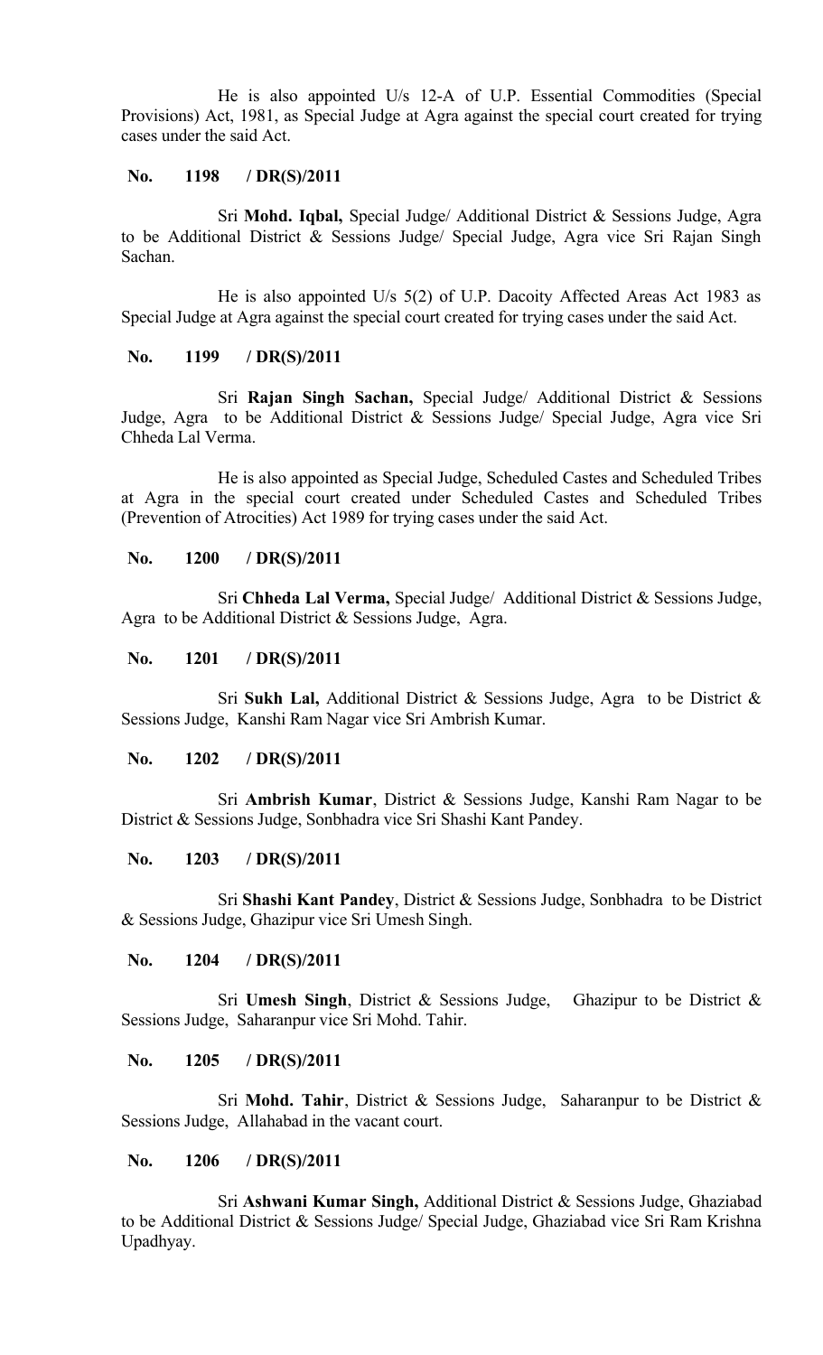He is also appointed U/s 12-A of U.P. Essential Commodities (Special Provisions) Act, 1981, as Special Judge at Agra against the special court created for trying cases under the said Act.

**No. 1198 / DR(S)/2011**

Sri **Mohd. Iqbal,** Special Judge/ Additional District & Sessions Judge, Agra to be Additional District & Sessions Judge/ Special Judge, Agra vice Sri Rajan Singh Sachan.

He is also appointed U/s 5(2) of U.P. Dacoity Affected Areas Act 1983 as Special Judge at Agra against the special court created for trying cases under the said Act.

**No. 1199 / DR(S)/2011**

Sri **Rajan Singh Sachan,** Special Judge/ Additional District & Sessions Judge, Agra to be Additional District & Sessions Judge/ Special Judge, Agra vice Sri Chheda Lal Verma.

He is also appointed as Special Judge, Scheduled Castes and Scheduled Tribes at Agra in the special court created under Scheduled Castes and Scheduled Tribes (Prevention of Atrocities) Act 1989 for trying cases under the said Act.

**No. 1200 / DR(S)/2011**

Sri **Chheda Lal Verma,** Special Judge/ Additional District & Sessions Judge, Agra to be Additional District & Sessions Judge, Agra.

**No. 1201 / DR(S)/2011**

Sri **Sukh Lal,** Additional District & Sessions Judge, Agra to be District & Sessions Judge, Kanshi Ram Nagar vice Sri Ambrish Kumar.

**No. 1202 / DR(S)/2011**

Sri **Ambrish Kumar**, District & Sessions Judge, Kanshi Ram Nagar to be District & Sessions Judge, Sonbhadra vice Sri Shashi Kant Pandey.

**No. 1203 / DR(S)/2011**

Sri **Shashi Kant Pandey**, District & Sessions Judge, Sonbhadra to be District & Sessions Judge, Ghazipur vice Sri Umesh Singh.

**No. 1204 / DR(S)/2011**

Sri **Umesh Singh**, District & Sessions Judge, Ghazipur to be District & Sessions Judge, Saharanpur vice Sri Mohd. Tahir.

**No. 1205 / DR(S)/2011**

Sri **Mohd. Tahir**, District & Sessions Judge, Saharanpur to be District & Sessions Judge, Allahabad in the vacant court.

**No. 1206 / DR(S)/2011**

Sri **Ashwani Kumar Singh,** Additional District & Sessions Judge, Ghaziabad to be Additional District & Sessions Judge/ Special Judge, Ghaziabad vice Sri Ram Krishna Upadhyay.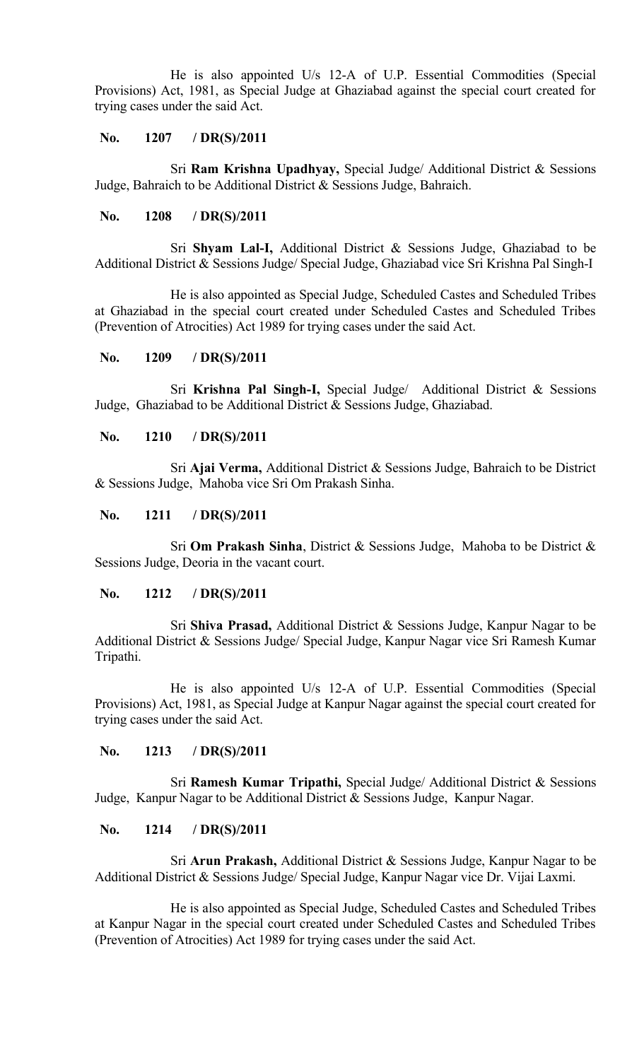He is also appointed U/s 12-A of U.P. Essential Commodities (Special Provisions) Act, 1981, as Special Judge at Ghaziabad against the special court created for trying cases under the said Act.

**No. 1207 / DR(S)/2011**

Sri **Ram Krishna Upadhyay,** Special Judge/ Additional District & Sessions Judge, Bahraich to be Additional District & Sessions Judge, Bahraich.

**No. 1208 / DR(S)/2011**

Sri **Shyam Lal-I,** Additional District & Sessions Judge, Ghaziabad to be Additional District & Sessions Judge/ Special Judge, Ghaziabad vice Sri Krishna Pal Singh-I

He is also appointed as Special Judge, Scheduled Castes and Scheduled Tribes at Ghaziabad in the special court created under Scheduled Castes and Scheduled Tribes (Prevention of Atrocities) Act 1989 for trying cases under the said Act.

**No. 1209 / DR(S)/2011**

Sri **Krishna Pal Singh-I,** Special Judge/ Additional District & Sessions Judge, Ghaziabad to be Additional District & Sessions Judge, Ghaziabad.

**No. 1210 / DR(S)/2011**

Sri **Ajai Verma,** Additional District & Sessions Judge, Bahraich to be District & Sessions Judge, Mahoba vice Sri Om Prakash Sinha.

**No. 1211 / DR(S)/2011**

Sri **Om Prakash Sinha**, District & Sessions Judge, Mahoba to be District & Sessions Judge, Deoria in the vacant court.

**No. 1212 / DR(S)/2011**

Sri **Shiva Prasad,** Additional District & Sessions Judge, Kanpur Nagar to be Additional District & Sessions Judge/ Special Judge, Kanpur Nagar vice Sri Ramesh Kumar Tripathi.

He is also appointed U/s 12-A of U.P. Essential Commodities (Special Provisions) Act, 1981, as Special Judge at Kanpur Nagar against the special court created for trying cases under the said Act.

**No. 1213 / DR(S)/2011**

Sri **Ramesh Kumar Tripathi,** Special Judge/ Additional District & Sessions Judge, Kanpur Nagar to be Additional District & Sessions Judge, Kanpur Nagar.

**No. 1214 / DR(S)/2011**

Sri **Arun Prakash,** Additional District & Sessions Judge, Kanpur Nagar to be Additional District & Sessions Judge/ Special Judge, Kanpur Nagar vice Dr. Vijai Laxmi.

He is also appointed as Special Judge, Scheduled Castes and Scheduled Tribes at Kanpur Nagar in the special court created under Scheduled Castes and Scheduled Tribes (Prevention of Atrocities) Act 1989 for trying cases under the said Act.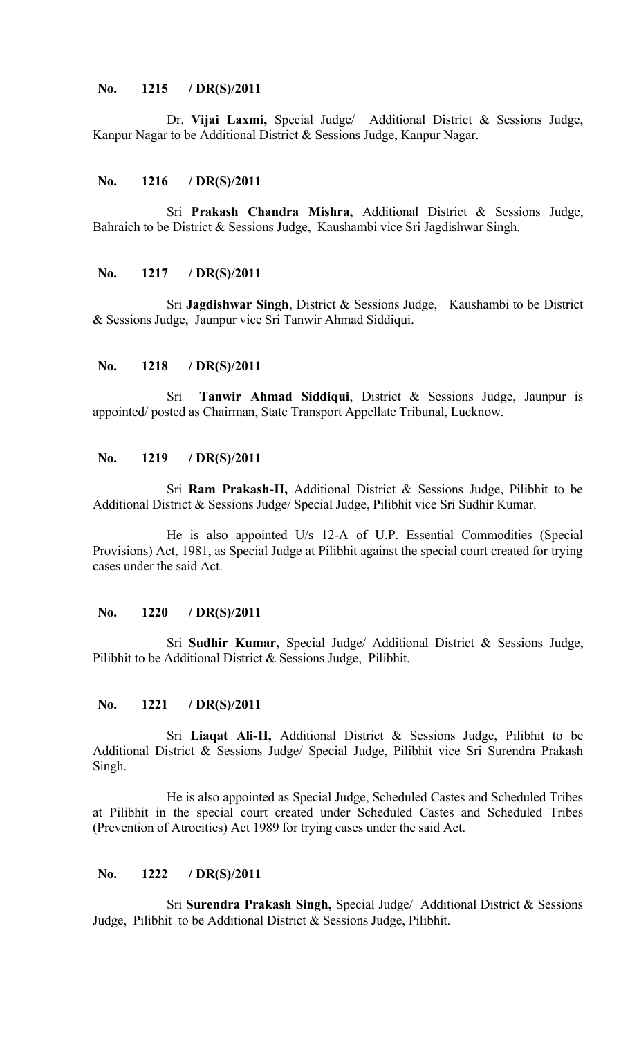**No. 1215 / DR(S)/2011**

Dr. **Vijai Laxmi,** Special Judge/ Additional District & Sessions Judge, Kanpur Nagar to be Additional District & Sessions Judge, Kanpur Nagar.

**No. 1216 / DR(S)/2011**

Sri **Prakash Chandra Mishra,** Additional District & Sessions Judge, Bahraich to be District & Sessions Judge, Kaushambi vice Sri Jagdishwar Singh.

**No. 1217 / DR(S)/2011**

Sri **Jagdishwar Singh**, District & Sessions Judge, Kaushambi to be District & Sessions Judge, Jaunpur vice Sri Tanwir Ahmad Siddiqui.

**No. 1218 / DR(S)/2011**

Sri **Tanwir Ahmad Siddiqui**, District & Sessions Judge, Jaunpur is appointed/ posted as Chairman, State Transport Appellate Tribunal, Lucknow.

**No. 1219 / DR(S)/2011**

Sri **Ram Prakash-II,** Additional District & Sessions Judge, Pilibhit to be Additional District & Sessions Judge/ Special Judge, Pilibhit vice Sri Sudhir Kumar.

He is also appointed U/s 12-A of U.P. Essential Commodities (Special Provisions) Act, 1981, as Special Judge at Pilibhit against the special court created for trying cases under the said Act.

**No. 1220 / DR(S)/2011**

Sri **Sudhir Kumar,** Special Judge/ Additional District & Sessions Judge, Pilibhit to be Additional District & Sessions Judge, Pilibhit.

**No. 1221 / DR(S)/2011**

Sri **Liaqat Ali-II,** Additional District & Sessions Judge, Pilibhit to be Additional District & Sessions Judge/ Special Judge, Pilibhit vice Sri Surendra Prakash Singh.

He is also appointed as Special Judge, Scheduled Castes and Scheduled Tribes at Pilibhit in the special court created under Scheduled Castes and Scheduled Tribes (Prevention of Atrocities) Act 1989 for trying cases under the said Act.

**No. 1222 / DR(S)/2011**

Sri **Surendra Prakash Singh,** Special Judge/ Additional District & Sessions Judge, Pilibhit to be Additional District & Sessions Judge, Pilibhit.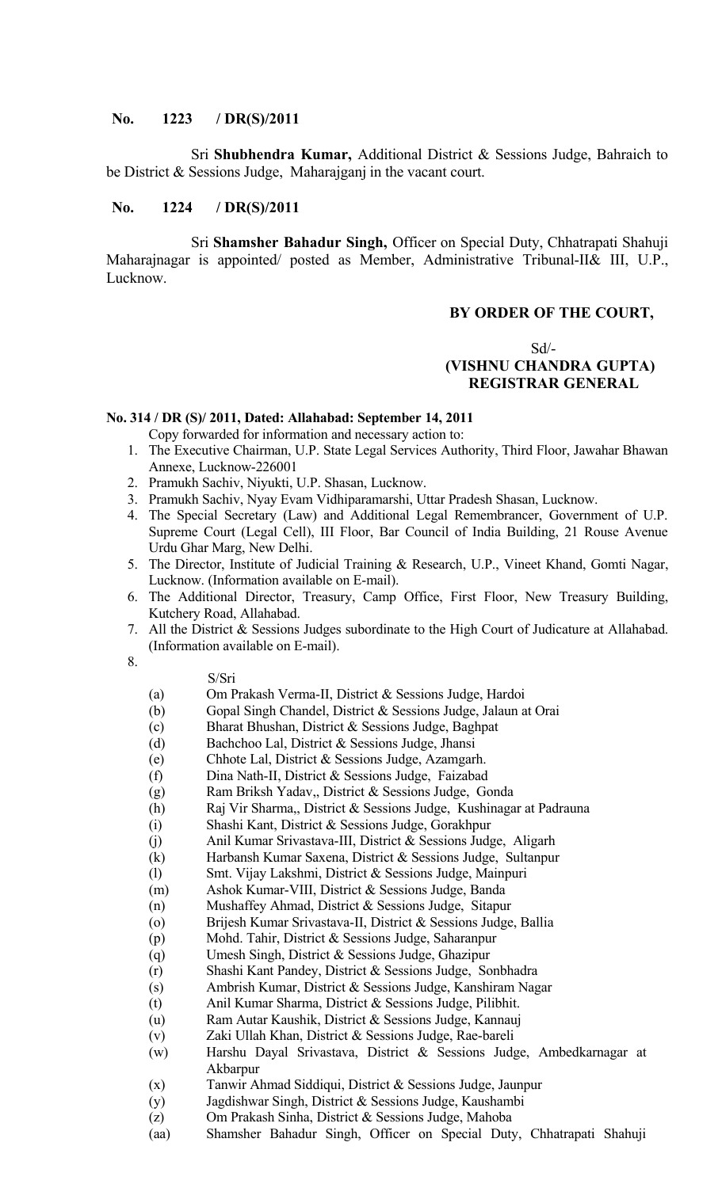**No. 1223 / DR(S)/2011**

Sri **Shubhendra Kumar,** Additional District & Sessions Judge, Bahraich to be District & Sessions Judge, Maharajganj in the vacant court.

**No. 1224 / DR(S)/2011**

Sri **Shamsher Bahadur Singh,** Officer on Special Duty, Chhatrapati Shahuji Maharajnagar is appointed/ posted as Member, Administrative Tribunal-II& III, U.P., Lucknow.

**BY ORDER OF THE COURT,**

Sd/-
**(VISHNU CHANDRA GUPTA)**
**REGISTRAR GENERAL**

**No. 314 / DR (S)/ 2011, Dated: Allahabad: September 14, 2011**

Copy forwarded for information and necessary action to:

1. The Executive Chairman, U.P. State Legal Services Authority, Third Floor, Jawahar Bhawan Annexe, Lucknow-226001
2. Pramukh Sachiv, Niyukti, U.P. Shasan, Lucknow.
3. Pramukh Sachiv, Nyay Evam Vidhiparamarshi, Uttar Pradesh Shasan, Lucknow.
4. The Special Secretary (Law) and Additional Legal Remembrancer, Government of U.P. Supreme Court (Legal Cell), III Floor, Bar Council of India Building, 21 Rouse Avenue Urdu Ghar Marg, New Delhi.
5. The Director, Institute of Judicial Training & Research, U.P., Vineet Khand, Gomti Nagar, Lucknow. (Information available on E-mail).
6. The Additional Director, Treasury, Camp Office, First Floor, New Treasury Building, Kutchery Road, Allahabad.
7. All the District & Sessions Judges subordinate to the High Court of Judicature at Allahabad. (Information available on E-mail).
8. S/Sri
   - (a) Om Prakash Verma-II, District & Sessions Judge, Hardoi
   - (b) Gopal Singh Chandel, District & Sessions Judge, Jalaun at Orai
   - (c) Bharat Bhushan, District & Sessions Judge, Baghpat
   - (d) Bachchoo Lal, District & Sessions Judge, Jhansi
   - (e) Chhote Lal, District & Sessions Judge, Azamgarh.
   - (f) Dina Nath-II, District & Sessions Judge, Faizabad
   - (g) Ram Briksh Yadav,, District & Sessions Judge, Gonda
   - (h) Raj Vir Sharma,, District & Sessions Judge, Kushinagar at Padrauna
   - (i) Shashi Kant, District & Sessions Judge, Gorakhpur
   - (j) Anil Kumar Srivastava-III, District & Sessions Judge, Aligarh
   - (k) Harbansh Kumar Saxena, District & Sessions Judge, Sultanpur
   - (l) Smt. Vijay Lakshmi, District & Sessions Judge, Mainpuri
   - (m) Ashok Kumar-VIII, District & Sessions Judge, Banda
   - (n) Mushaffey Ahmad, District & Sessions Judge, Sitapur
   - (o) Brijesh Kumar Srivastava-II, District & Sessions Judge, Ballia
   - (p) Mohd. Tahir, District & Sessions Judge, Saharanpur
   - (q) Umesh Singh, District & Sessions Judge, Ghazipur
   - (r) Shashi Kant Pandey, District & Sessions Judge, Sonbhadra
   - (s) Ambrish Kumar, District & Sessions Judge, Kanshiram Nagar
   - (t) Anil Kumar Sharma, District & Sessions Judge, Pilibhit.
   - (u) Ram Autar Kaushik, District & Sessions Judge, Kannauj
   - (v) Zaki Ullah Khan, District & Sessions Judge, Rae-bareli
   - (w) Harshu Dayal Srivastava, District & Sessions Judge, Ambedkarnagar at Akbarpur
   - (x) Tanwir Ahmad Siddiqui, District & Sessions Judge, Jaunpur
   - (y) Jagdishwar Singh, District & Sessions Judge, Kaushambi
   - (z) Om Prakash Sinha, District & Sessions Judge, Mahoba
   - (aa) Shamsher Bahadur Singh, Officer on Special Duty, Chhatrapati Shahuji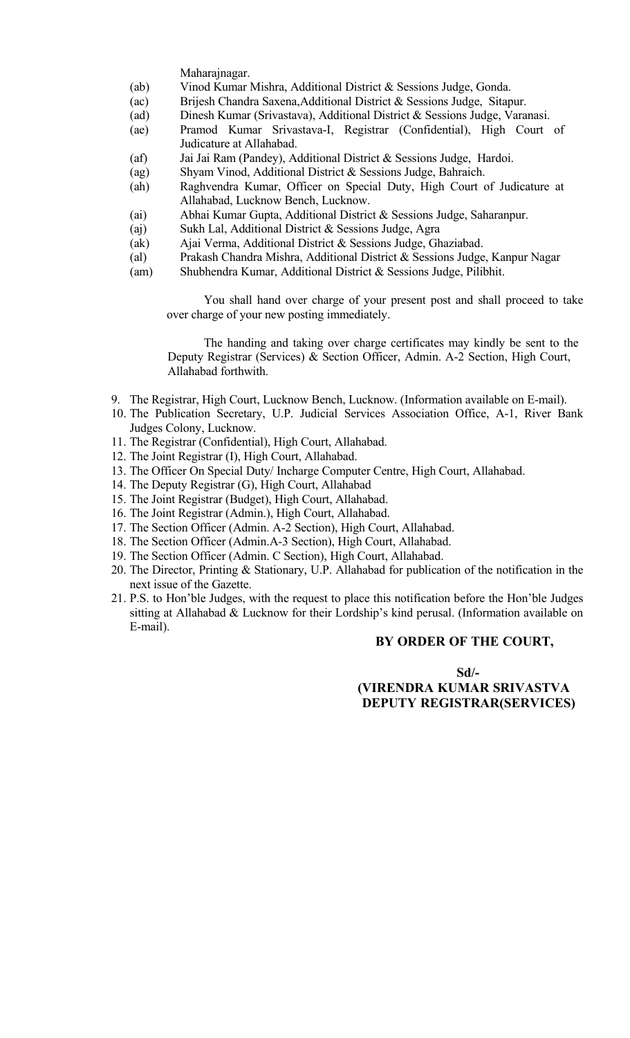Maharajnagar.

(ab) Vinod Kumar Mishra, Additional District & Sessions Judge, Gonda.

(ac) Brijesh Chandra Saxena,Additional District & Sessions Judge, Sitapur.

(ad) Dinesh Kumar (Srivastava), Additional District & Sessions Judge, Varanasi.

(ae) Pramod Kumar Srivastava-I, Registrar (Confidential), High Court of Judicature at Allahabad.

(af) Jai Jai Ram (Pandey), Additional District & Sessions Judge, Hardoi.

(ag) Shyam Vinod, Additional District & Sessions Judge, Bahraich.

(ah) Raghvendra Kumar, Officer on Special Duty, High Court of Judicature at Allahabad, Lucknow Bench, Lucknow.

(ai) Abhai Kumar Gupta, Additional District & Sessions Judge, Saharanpur.

(aj) Sukh Lal, Additional District & Sessions Judge, Agra

(ak) Ajai Verma, Additional District & Sessions Judge, Ghaziabad.

(al) Prakash Chandra Mishra, Additional District & Sessions Judge, Kanpur Nagar

(am) Shubhendra Kumar, Additional District & Sessions Judge, Pilibhit.

You shall hand over charge of your present post and shall proceed to take over charge of your new posting immediately.

The handing and taking over charge certificates may kindly be sent to the Deputy Registrar (Services) & Section Officer, Admin. A-2 Section, High Court, Allahabad forthwith.

9. The Registrar, High Court, Lucknow Bench, Lucknow. (Information available on E-mail).
10. The Publication Secretary, U.P. Judicial Services Association Office, A-1, River Bank Judges Colony, Lucknow.
11. The Registrar (Confidential), High Court, Allahabad.
12. The Joint Registrar (I), High Court, Allahabad.
13. The Officer On Special Duty/ Incharge Computer Centre, High Court, Allahabad.
14. The Deputy Registrar (G), High Court, Allahabad
15. The Joint Registrar (Budget), High Court, Allahabad.
16. The Joint Registrar (Admin.), High Court, Allahabad.
17. The Section Officer (Admin. A-2 Section), High Court, Allahabad.
18. The Section Officer (Admin.A-3 Section), High Court, Allahabad.
19. The Section Officer (Admin. C Section), High Court, Allahabad.
20. The Director, Printing & Stationary, U.P. Allahabad for publication of the notification in the next issue of the Gazette.
21. P.S. to Hon'ble Judges, with the request to place this notification before the Hon'ble Judges sitting at Allahabad & Lucknow for their Lordship's kind perusal. (Information available on E-mail).

**BY ORDER OF THE COURT,**

**Sd/-**

**(VIRENDRA KUMAR SRIVASTVA**
**DEPUTY REGISTRAR(SERVICES)**